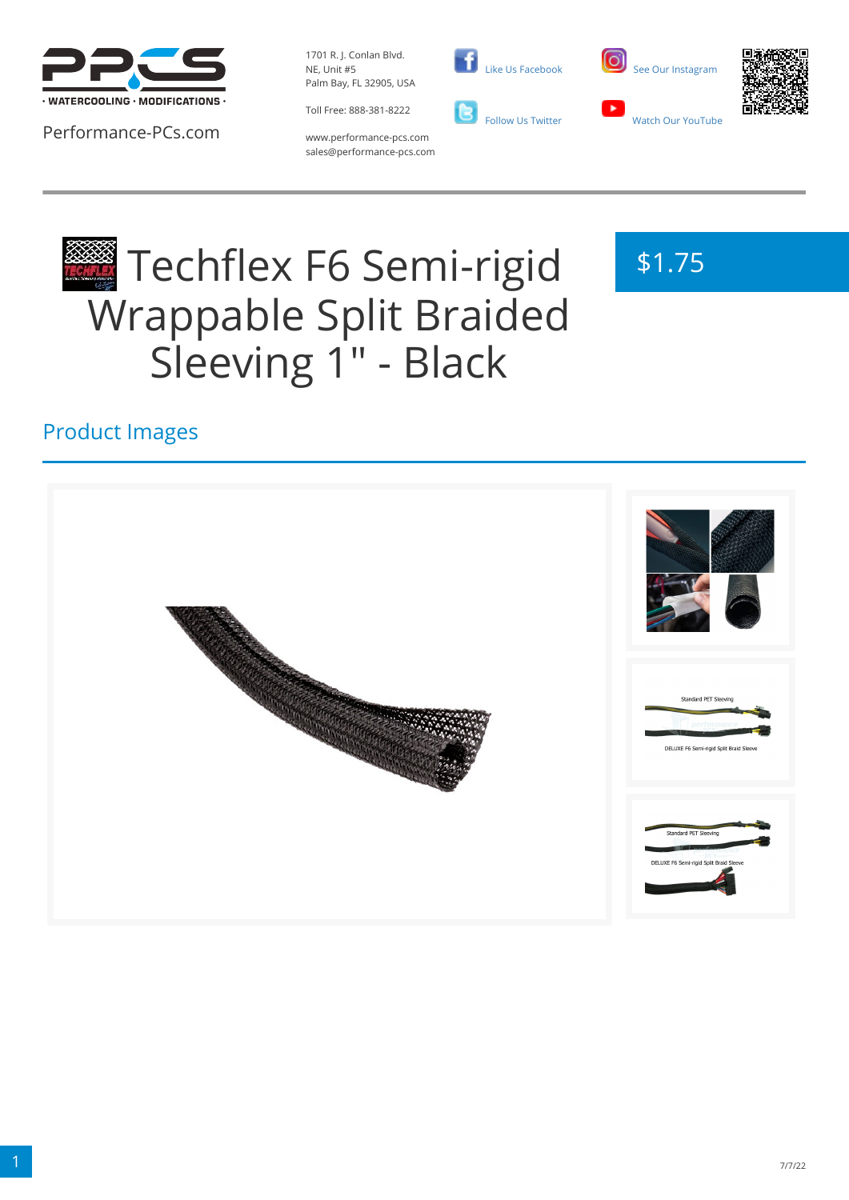Performance-PCs.com

1701 R. J. Conlan Blvd.
NE, Unit #5
Palm Bay, FL 32905, USA

Toll Free: 888-381-8222

www.performance-pcs.com
sales@performance-pcs.com

Like Us Facebook

Follow Us Twitter

See Our Instagram

Watch Our YouTube

# Techflex F6 Semi-rigid Wrappable Split Braided Sleeving 1" - Black

$1.75

## Product Images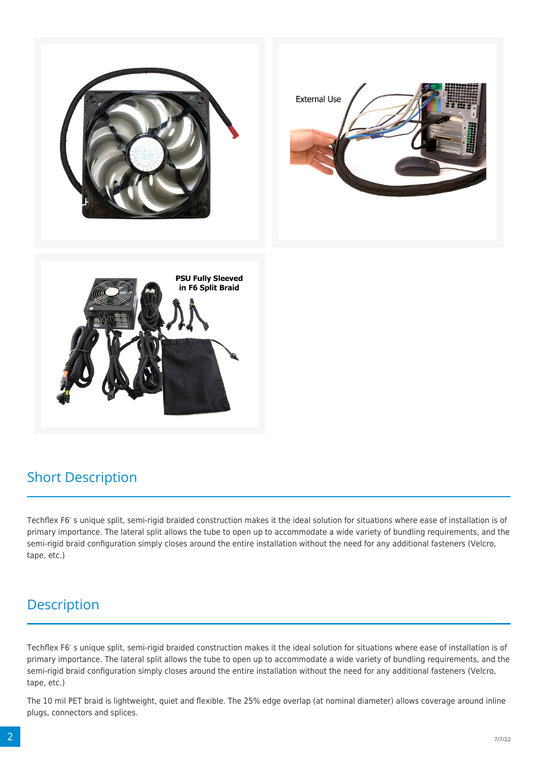## Short Description

Techflex F6`s unique split, semi-rigid braided construction makes it the ideal solution for situations where ease of installation is of primary importance. The lateral split allows the tube to open up to accommodate a wide variety of bundling requirements, and the semi-rigid braid configuration simply closes around the entire installation without the need for any additional fasteners (Velcro, tape, etc.)

## Description

Techflex F6`s unique split, semi-rigid braided construction makes it the ideal solution for situations where ease of installation is of primary importance. The lateral split allows the tube to open up to accommodate a wide variety of bundling requirements, and the semi-rigid braid configuration simply closes around the entire installation without the need for any additional fasteners (Velcro, tape, etc.)

The 10 mil PET braid is lightweight, quiet and flexible. The 25% edge overlap (at nominal diameter) allows coverage around inline plugs, connectors and splices.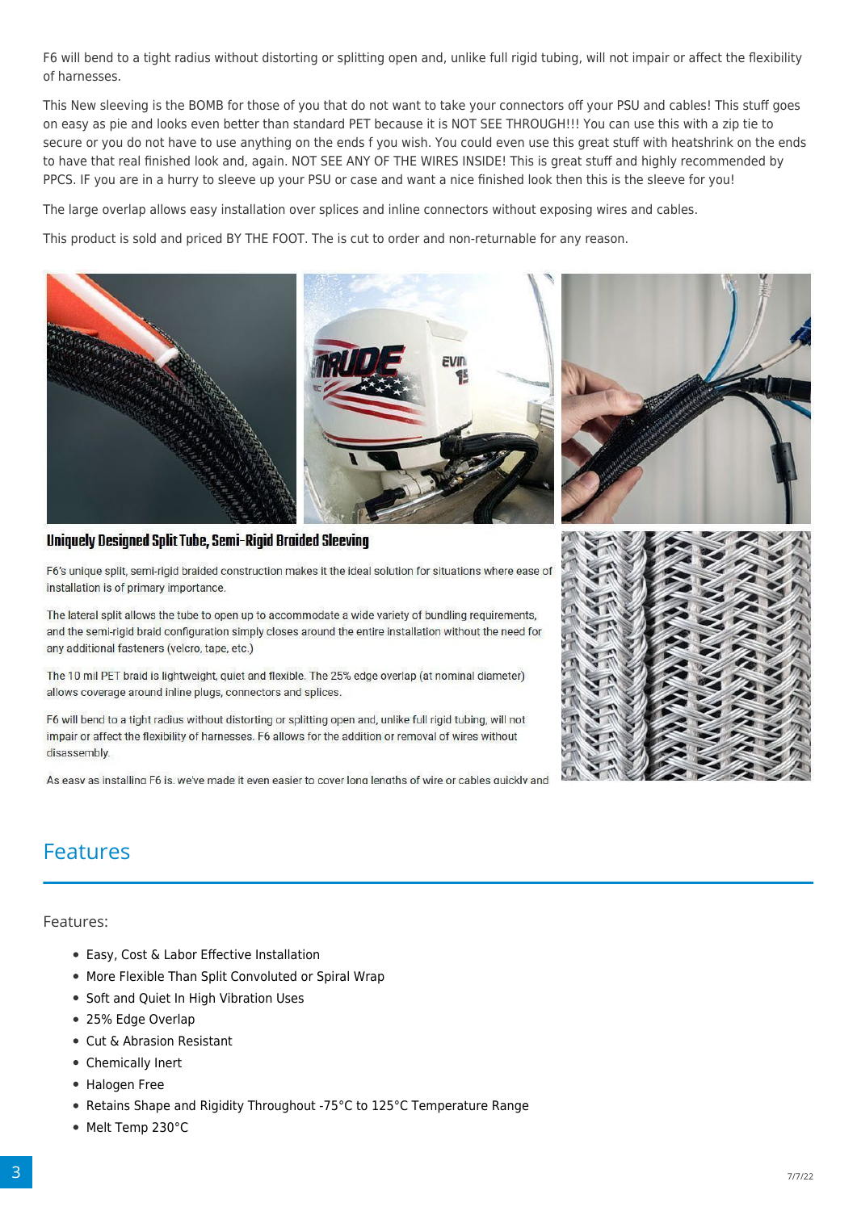F6 will bend to a tight radius without distorting or splitting open and, unlike full rigid tubing, will not impair or affect the flexibility of harnesses.

This New sleeving is the BOMB for those of you that do not want to take your connectors off your PSU and cables! This stuff goes on easy as pie and looks even better than standard PET because it is NOT SEE THROUGH!!! You can use this with a zip tie to secure or you do not have to use anything on the ends f you wish. You could even use this great stuff with heatshrink on the ends to have that real finished look and, again. NOT SEE ANY OF THE WIRES INSIDE! This is great stuff and highly recommended by PPCS. IF you are in a hurry to sleeve up your PSU or case and want a nice finished look then this is the sleeve for you!

The large overlap allows easy installation over splices and inline connectors without exposing wires and cables.

This product is sold and priced BY THE FOOT. The is cut to order and non-returnable for any reason.

**Uniquely Designed Split Tube, Semi-Rigid Braided Sleeving**

F6's unique split, semi-rigid braided construction makes it the ideal solution for situations where ease of installation is of primary importance.

The lateral split allows the tube to open up to accommodate a wide variety of bundling requirements, and the semi-rigid braid configuration simply closes around the entire installation without the need for any additional fasteners (velcro, tape, etc.)

The 10 mil PET braid is lightweight, quiet and flexible. The 25% edge overlap (at nominal diameter) allows coverage around inline plugs, connectors and splices.

F6 will bend to a tight radius without distorting or splitting open and, unlike full rigid tubing, will not impair or affect the flexibility of harnesses. F6 allows for the addition or removal of wires without disassembly.

As easy as installing F6 is, we've made it even easier to cover long lengths of wire or cables quickly and

## Features

Features:

- Easy, Cost & Labor Effective Installation
- More Flexible Than Split Convoluted or Spiral Wrap
- Soft and Quiet In High Vibration Uses
- 25% Edge Overlap
- Cut & Abrasion Resistant
- Chemically Inert
- Halogen Free
- Retains Shape and Rigidity Throughout -75°C to 125°C Temperature Range
- Melt Temp 230°C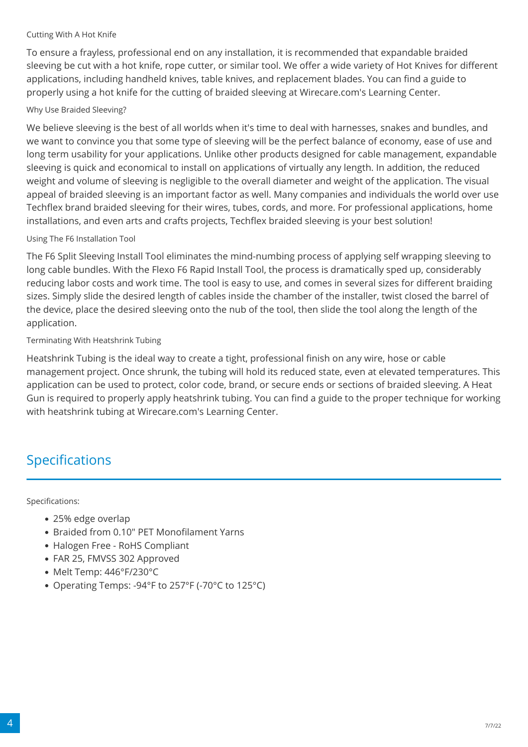### Cutting With A Hot Knife

To ensure a frayless, professional end on any installation, it is recommended that expandable braided sleeving be cut with a hot knife, rope cutter, or similar tool. We offer a wide variety of Hot Knives for different applications, including handheld knives, table knives, and replacement blades. You can find a guide to properly using a hot knife for the cutting of braided sleeving at Wirecare.com's Learning Center.

### Why Use Braided Sleeving?

We believe sleeving is the best of all worlds when it's time to deal with harnesses, snakes and bundles, and we want to convince you that some type of sleeving will be the perfect balance of economy, ease of use and long term usability for your applications. Unlike other products designed for cable management, expandable sleeving is quick and economical to install on applications of virtually any length. In addition, the reduced weight and volume of sleeving is negligible to the overall diameter and weight of the application. The visual appeal of braided sleeving is an important factor as well. Many companies and individuals the world over use Techflex brand braided sleeving for their wires, tubes, cords, and more. For professional applications, home installations, and even arts and crafts projects, Techflex braided sleeving is your best solution!

### Using The F6 Installation Tool

The F6 Split Sleeving Install Tool eliminates the mind-numbing process of applying self wrapping sleeving to long cable bundles. With the Flexo F6 Rapid Install Tool, the process is dramatically sped up, considerably reducing labor costs and work time. The tool is easy to use, and comes in several sizes for different braiding sizes. Simply slide the desired length of cables inside the chamber of the installer, twist closed the barrel of the device, place the desired sleeving onto the nub of the tool, then slide the tool along the length of the application.

### Terminating With Heatshrink Tubing

Heatshrink Tubing is the ideal way to create a tight, professional finish on any wire, hose or cable management project. Once shrunk, the tubing will hold its reduced state, even at elevated temperatures. This application can be used to protect, color code, brand, or secure ends or sections of braided sleeving. A Heat Gun is required to properly apply heatshrink tubing. You can find a guide to the proper technique for working with heatshrink tubing at Wirecare.com's Learning Center.

## Specifications

Specifications:

- 25% edge overlap
- Braided from 0.10" PET Monofilament Yarns
- Halogen Free - RoHS Compliant
- FAR 25, FMVSS 302 Approved
- Melt Temp: 446°F/230°C
- Operating Temps: -94°F to 257°F (-70°C to 125°C)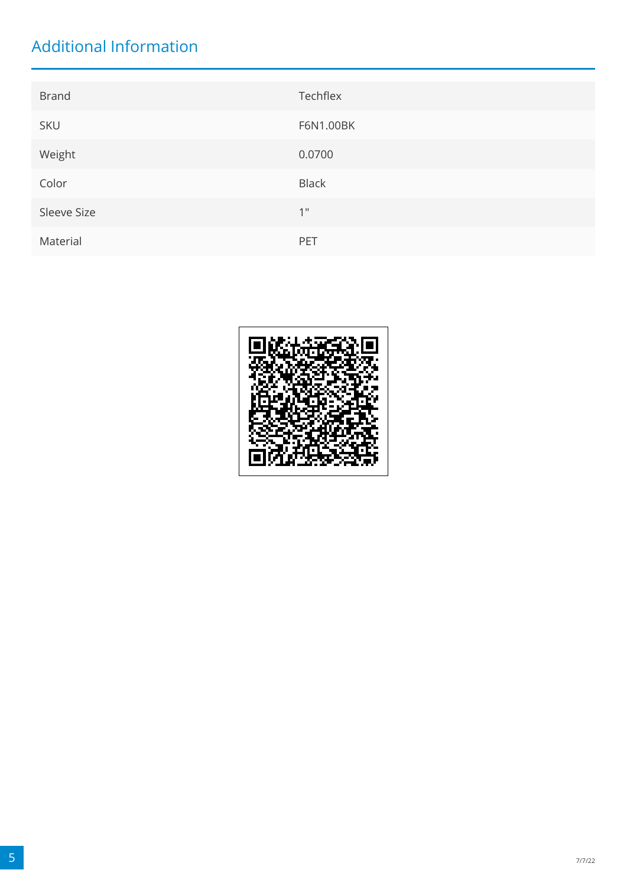## Additional Information

| | |
|---|---|
| Brand | Techflex |
| SKU | F6N1.00BK |
| Weight | 0.0700 |
| Color | Black |
| Sleeve Size | 1" |
| Material | PET |